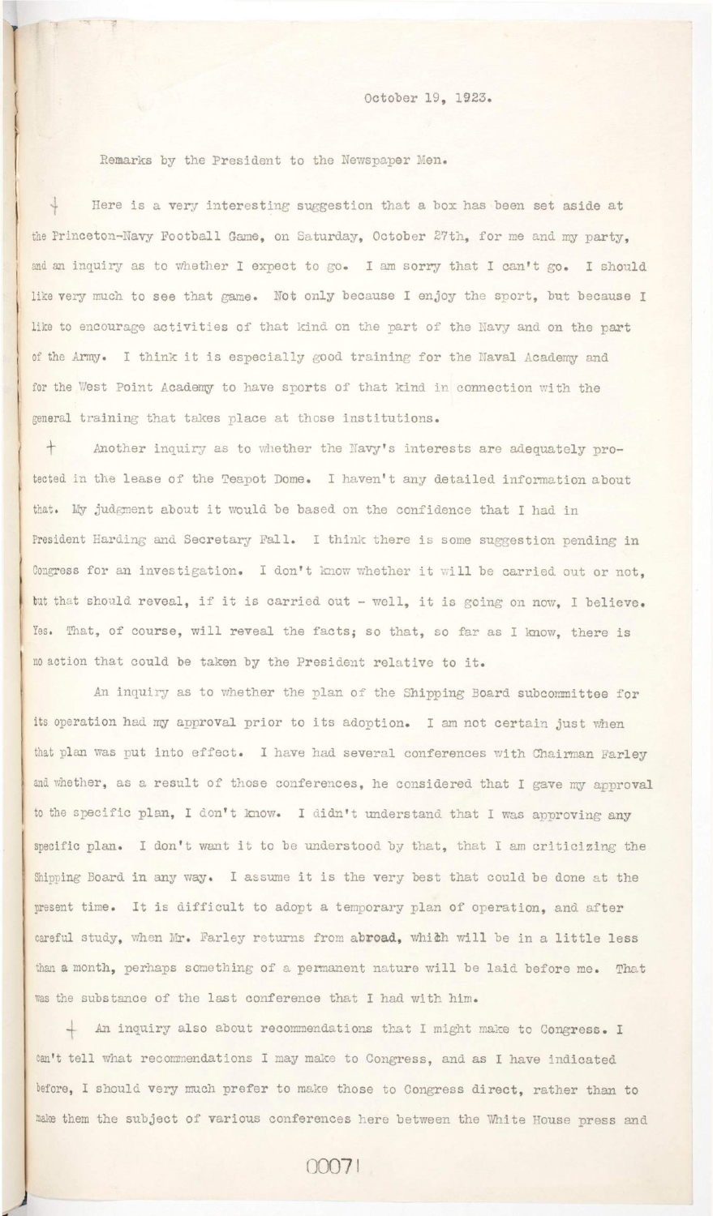October 19, 1923.

Remarks by the President to the Newspaper Men.

Here is a very interesting suggestion that a box has been set aside at the Princeton-Navy Football Game, on Saturday, October 27th, for me and my party, and an inquiry as to whether I expect to go. I am sorry that I can't go. I should like very much to see that game. Not only because I enjoy the sport, but because I like to encourage activities of that kind on the part of the Navy and on the part of the Army. I think it is especially good training for the Naval Academy and for the West Point Academy to have sports of that kind in connection with the general training that takes place at those institutions.

Another inquiry as to whether the Navy's interests are adequately protected in the lease of the Teapot Dome. I haven't any detailed information about that. My judgment about it would be based on the confidence that I had in President Harding and Secretary Fall. I think there is some suggestion pending in Congress for an investigation. I don't know whether it will be carried out or not, but that should reveal, if it is carried out - well, it is going on now, I believe. Yes. That, of course, will reveal the facts; so that, so far as I know, there is no action that could be taken by the President relative to it.

An inquiry as to whether the plan of the Shipping Board subcommittee for its operation had my approval prior to its adoption. I am not certain just when that plan was put into effect. I have had several conferences with Chairman Farley and whether, as a result of those conferences, he considered that I gave my approval to the specific plan, I don't know. I didn't understand that I was approving any specific plan. I don't want it to be understood by that, that I am criticizing the Shipping Board in any way. I assume it is the very best that could be done at the present time. It is difficult to adopt a temporary plan of operation, and after careful study, when Mr. Farley returns from abroad, which will be in a little less than a month, perhaps something of a permanent nature will be laid before me. That was the substance of the last conference that I had with him.

An inquiry also about recommendations that I might make to Congress. I can't tell what recommendations I may make to Congress, and as I have indicated before, I should very much prefer to make those to Congress direct, rather than to make them the subject of various conferences here between the White House press and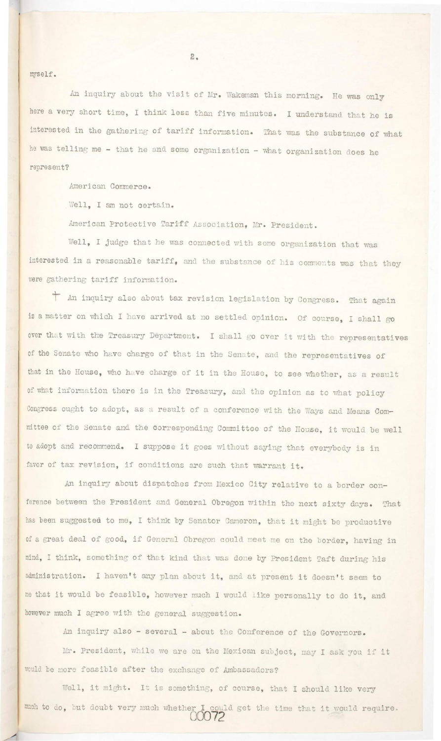myself.

An inquiry about the visit of Mr. Wakeman this morning. He was only here a very short time, I think less than five minutes. I understand that he is interested in the gathering of tariff information. That was the substance of what he was telling me - that he and some organization - what organization does he represent?

American Commerce.

Well, I am not certain.

American Protective Tariff Association, Mr. President.

Well, I judge that he was connected with some organization that was interested in a reasonable tariff, and the substance of his comments was that they were gathering tariff information.

† An inquiry also about tax revision legislation by Congress. That again is a matter on which I have arrived at no settled opinion. Of course, I shall go over that with the Treasury Department. I shall go over it with the representatives of the Senate who have charge of that in the Senate, and the representatives of that in the House, who have charge of it in the House, to see whether, as a result of what information there is in the Treasury, and the opinion as to what policy Congress ought to adopt, as a result of a conference with the Ways and Means Committee of the Senate and the corresponding Committee of the House, it would be well to adopt and recommend. I suppose it goes without saying that everybody is in favor of tax revision, if conditions are such that warrant it.

An inquiry about dispatches from Mexico City relative to a border conference between the President and General Obregon within the next sixty days. That has been suggested to me, I think by Senator Cameron, that it might be productive of a great deal of good, if General Obregon could meet me on the border, having in mind, I think, something of that kind that was done by President Taft during his administration. I haven't any plan about it, and at present it doesn't seem to me that it would be feasible, however much I would like personally to do it, and however much I agree with the general suggestion.

An inquiry also - several - about the Conference of the Governors.

Mr. President, while we are on the Mexican subject, may I ask you if it would be more feasible after the exchange of Ambassadors?

Well, it might. It is something, of course, that I should like very much to do, but doubt very much whether I could get the time that it would require.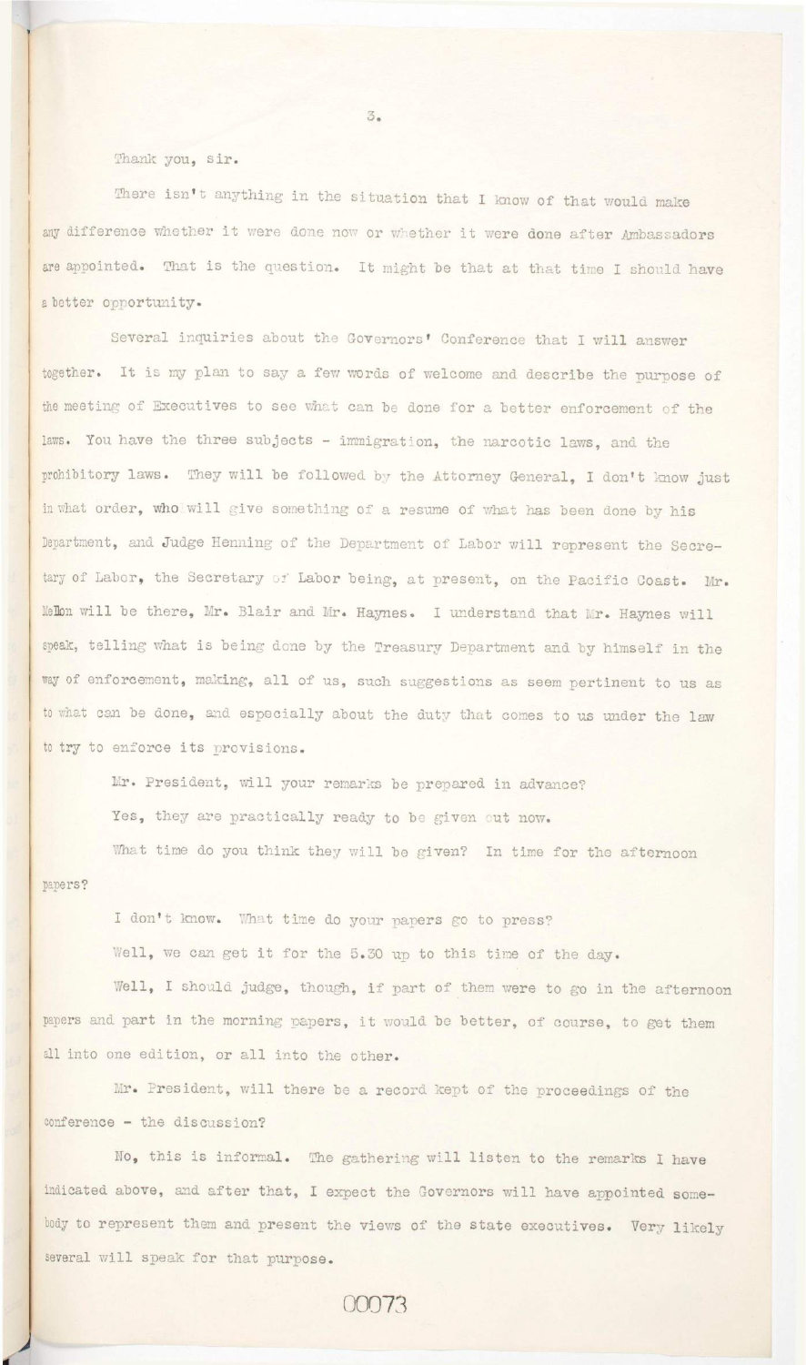Thank you, sir.

There isn't anything in the situation that I know of that would make any difference whether it were done now or whether it were done after Ambassadors are appointed. That is the question. It might be that at that time I should have a better opportunity.

Several inquiries about the Governors' Conference that I will answer together. It is my plan to say a few words of welcome and describe the purpose of the meeting of Executives to see what can be done for a better enforcement of the laws. You have the three subjects - immigration, the narcotic laws, and the prohibitory laws. They will be followed by the Attorney General, I don't know just in what order, who will give something of a resume of what has been done by his Department, and Judge Henning of the Department of Labor will represent the Secretary of Labor, the Secretary of Labor being, at present, on the Pacific Coast. Mr. Mellon will be there, Mr. Blair and Mr. Haynes. I understand that Mr. Haynes will speak, telling what is being done by the Treasury Department and by himself in the way of enforcement, making, all of us, such suggestions as seem pertinent to us as to what can be done, and especially about the duty that comes to us under the law to try to enforce its provisions.

Mr. President, will your remarks be prepared in advance?

Yes, they are practically ready to be given out now.

What time do you think they will be given? In time for the afternoon papers?

I don't know. What time do your papers go to press?

Well, we can get it for the 5.30 up to this time of the day.

Well, I should judge, though, if part of them were to go in the afternoon papers and part in the morning papers, it would be better, of course, to get them all into one edition, or all into the other.

Mr. President, will there be a record kept of the proceedings of the conference - the discussion?

No, this is informal. The gathering will listen to the remarks I have indicated above, and after that, I expect the Governors will have appointed somebody to represent them and present the views of the state executives. Very likely several will speak for that purpose.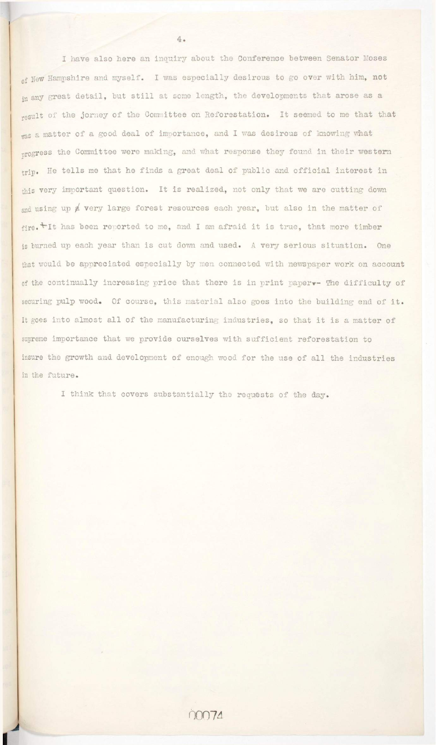I have also here an inquiry about the Conference between Senator Moses of New Hampshire and myself. I was especially desirous to go over with him, not in any great detail, but still at some length, the developments that arose as a result of the jorney of the Committee on Reforestation. It seemed to me that that was a matter of a good deal of importance, and I was desirous of knowing what progress the Committee were making, and what response they found in their western trip. He tells me that he finds a great deal of public and official interest in this very important question. It is realized, not only that we are cutting down and using up very large forest resources each year, but also in the matter of fire. It has been reported to me, and I am afraid it is true, that more timber is burned up each year than is cut down and used. A very serious situation. One that would be appreciated especially by men connected with newspaper work on account of the continually increasing price that there is in print paper-- The difficulty of securing pulp wood. Of course, this material also goes into the building end of it. It goes into almost all of the manufacturing industries, so that it is a matter of supreme importance that we provide ourselves with sufficient reforestation to insure the growth and development of enough wood for the use of all the industries in the future.

I think that covers substantially the requests of the day.

00074